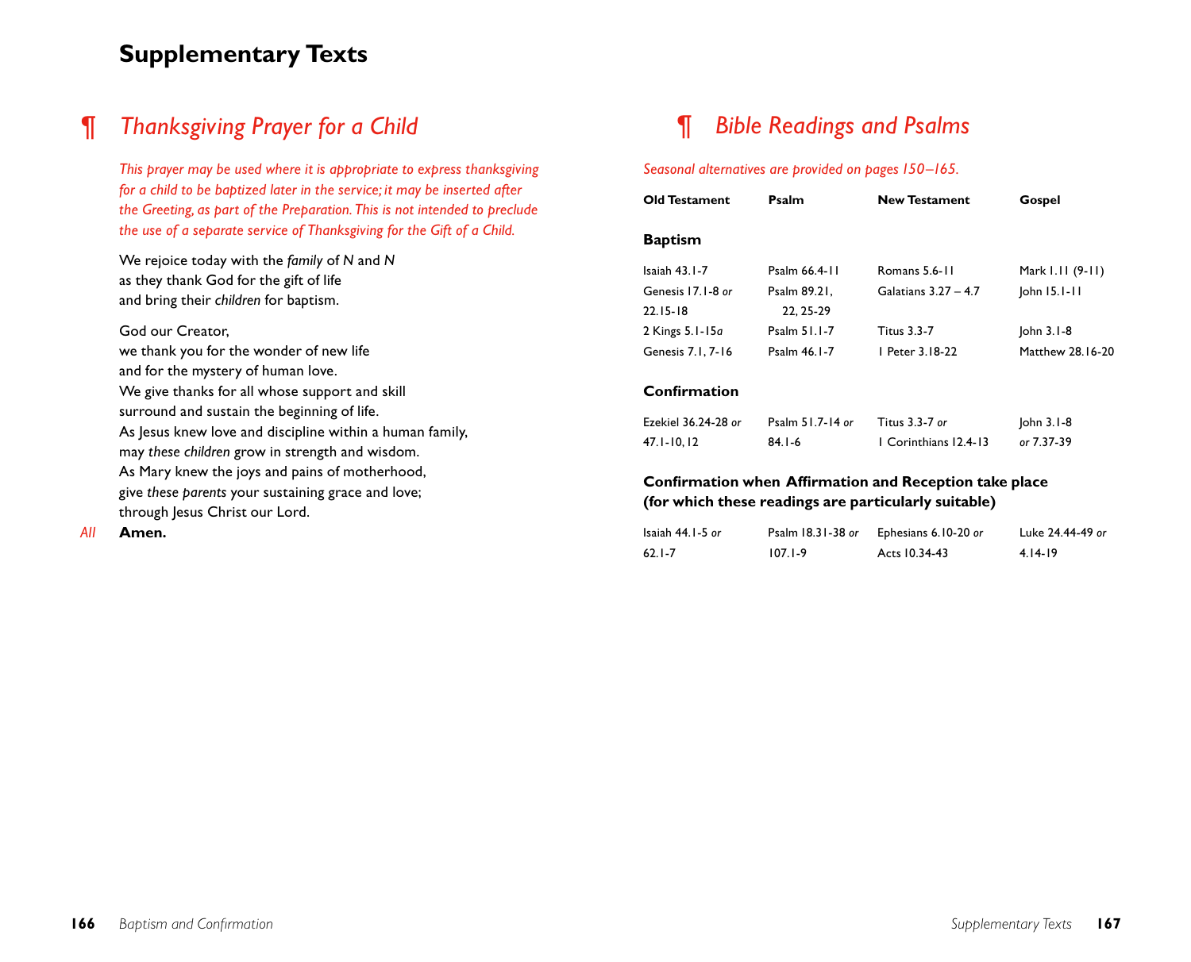# Supplementary Texts

## ¶ *Thanksgiving Prayer for a Child*

*This prayer may be used where it is appropriate to express thanksgiving for a child to be baptized later in the service; it may be inserted after the Greeting, as part of the Preparation. This is not intended to preclude the use of a separate service of Thanksgiving for the Gift of a Child.*

We rejoice today with the *family* of *N* and *N*
as they thank God for the gift of life
and bring their *children* for baptism.

God our Creator,
we thank you for the wonder of new life
and for the mystery of human love.
We give thanks for all whose support and skill
surround and sustain the beginning of life.
As Jesus knew love and discipline within a human family,
may *these children* grow in strength and wisdom.
As Mary knew the joys and pains of motherhood,
give *these parents* your sustaining grace and love;
through Jesus Christ our Lord.

*All* **Amen.**

## ¶ *Bible Readings and Psalms*

*Seasonal alternatives are provided on pages 150–165.*

| Old Testament | Psalm | New Testament | Gospel |
|---|---|---|---|
| **Baptism** | | | |
| Isaiah 43.1-7 | Psalm 66.4-11 | Romans 5.6-11 | Mark 1.11 (9-11) |
| Genesis 17.1-8 *or* 22.15-18 | Psalm 89.21, 22, 25-29 | Galatians 3.27 – 4.7 | John 15.1-11 |
| 2 Kings 5.1-15*a* | Psalm 51.1-7 | Titus 3.3-7 | John 3.1-8 |
| Genesis 7.1, 7-16 | Psalm 46.1-7 | 1 Peter 3.18-22 | Matthew 28.16-20 |
| **Confirmation** | | | |
| Ezekiel 36.24-28 *or* 47.1-10, 12 | Psalm 51.7-14 *or* 84.1-6 | Titus 3.3-7 *or* 1 Corinthians 12.4-13 | John 3.1-8 *or* 7.37-39 |
| **Confirmation when Affirmation and Reception take place (for which these readings are particularly suitable)** | | | |
| Isaiah 44.1-5 *or* 62.1-7 | Psalm 18.31-38 *or* 107.1-9 | Ephesians 6.10-20 *or* Acts 10.34-43 | Luke 24.44-49 *or* 4.14-19 |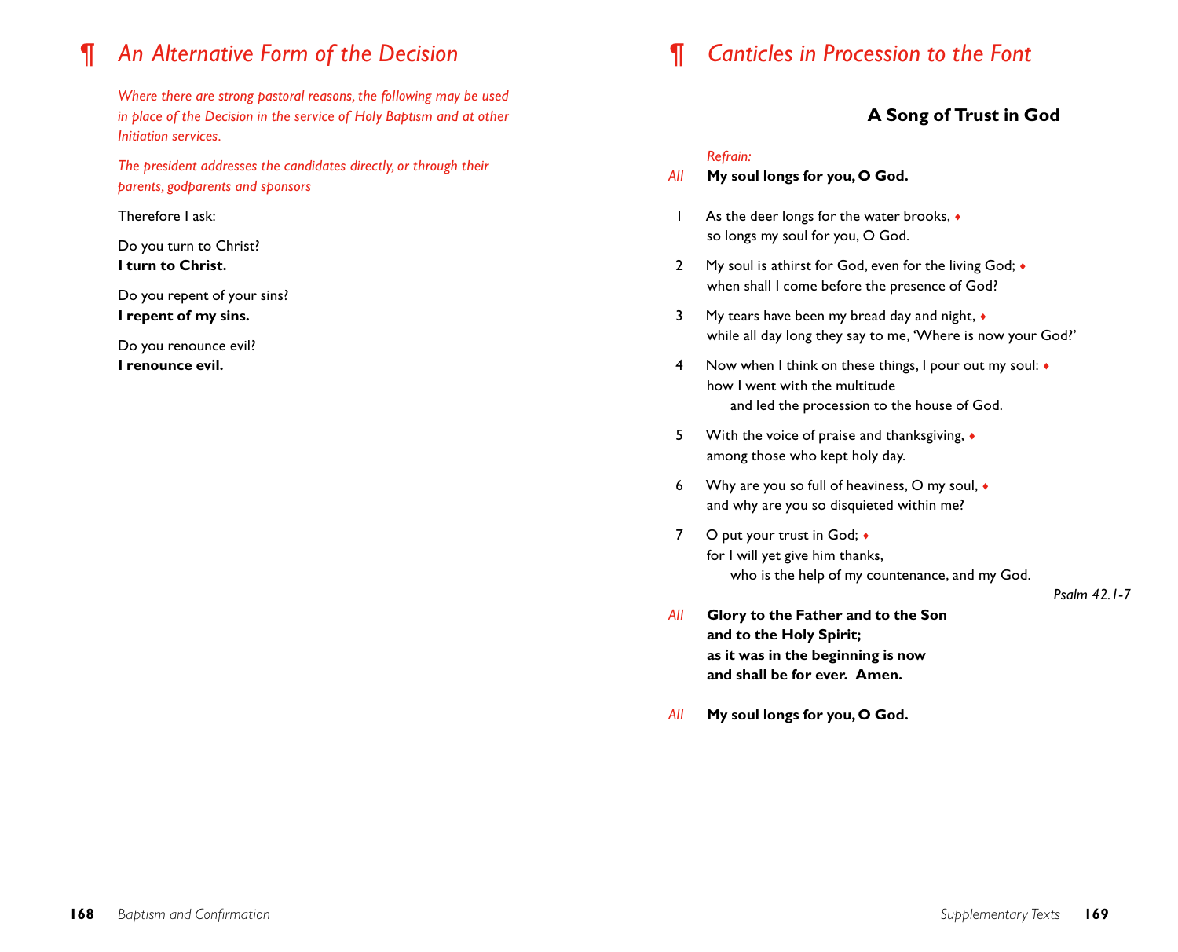# ¶ *An Alternative Form of the Decision*

*Where there are strong pastoral reasons, the following may be used in place of the Decision in the service of Holy Baptism and at other Initiation services.*

*The president addresses the candidates directly, or through their parents, godparents and sponsors*

Therefore I ask:

Do you turn to Christ?
**I turn to Christ.**

Do you repent of your sins?
**I repent of my sins.**

Do you renounce evil?
**I renounce evil.**

# ¶ *Canticles in Procession to the Font*

## A Song of Trust in God

*Refrain:*
*All* **My soul longs for you, O God.**

1 As the deer longs for the water brooks, ♦
so longs my soul for you, O God.

2 My soul is athirst for God, even for the living God; ♦
when shall I come before the presence of God?

3 My tears have been my bread day and night, ♦
while all day long they say to me, 'Where is now your God?'

4 Now when I think on these things, I pour out my soul: ♦
how I went with the multitude
and led the procession to the house of God.

5 With the voice of praise and thanksgiving, ♦
among those who kept holy day.

6 Why are you so full of heaviness, O my soul, ♦
and why are you so disquieted within me?

7 O put your trust in God; ♦
for I will yet give him thanks,
who is the help of my countenance, and my God.

*Psalm 42.1-7*

*All* **Glory to the Father and to the Son
and to the Holy Spirit;
as it was in the beginning is now
and shall be for ever. Amen.**

*All* **My soul longs for you, O God.**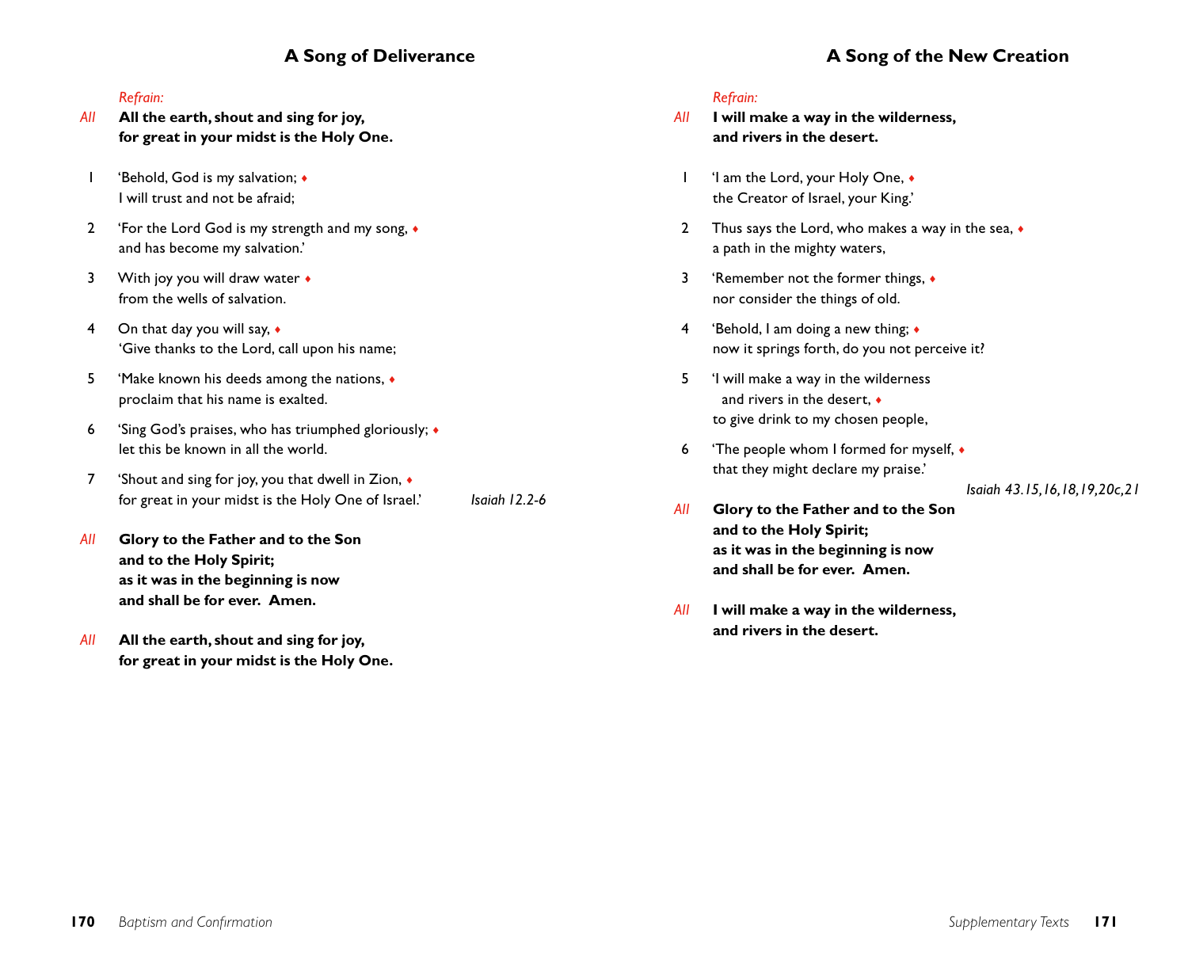## A Song of Deliverance

*Refrain:*

*All* **All the earth, shout and sing for joy,**
**for great in your midst is the Holy One.**

1 'Behold, God is my salvation; ♦
I will trust and not be afraid;

2 'For the Lord God is my strength and my song, ♦
and has become my salvation.'

3 With joy you will draw water ♦
from the wells of salvation.

4 On that day you will say, ♦
'Give thanks to the Lord, call upon his name;

5 'Make known his deeds among the nations, ♦
proclaim that his name is exalted.

6 'Sing God's praises, who has triumphed gloriously; ♦
let this be known in all the world.

7 'Shout and sing for joy, you that dwell in Zion, ♦
for great in your midst is the Holy One of Israel.' *Isaiah 12.2-6*

*All* **Glory to the Father and to the Son**
**and to the Holy Spirit;**
**as it was in the beginning is now**
**and shall be for ever. Amen.**

*All* **All the earth, shout and sing for joy,**
**for great in your midst is the Holy One.**

## A Song of the New Creation

*Refrain:*

*All* **I will make a way in the wilderness,**
**and rivers in the desert.**

1 'I am the Lord, your Holy One, ♦
the Creator of Israel, your King.'

2 Thus says the Lord, who makes a way in the sea, ♦
a path in the mighty waters,

3 'Remember not the former things, ♦
nor consider the things of old.

4 'Behold, I am doing a new thing; ♦
now it springs forth, do you not perceive it?

5 'I will make a way in the wilderness
and rivers in the desert, ♦
to give drink to my chosen people,

6 'The people whom I formed for myself, ♦
that they might declare my praise.'

*Isaiah 43.15,16,18,19,20c,21*

*All* **Glory to the Father and to the Son**
**and to the Holy Spirit;**
**as it was in the beginning is now**
**and shall be for ever. Amen.**

*All* **I will make a way in the wilderness,**
**and rivers in the desert.**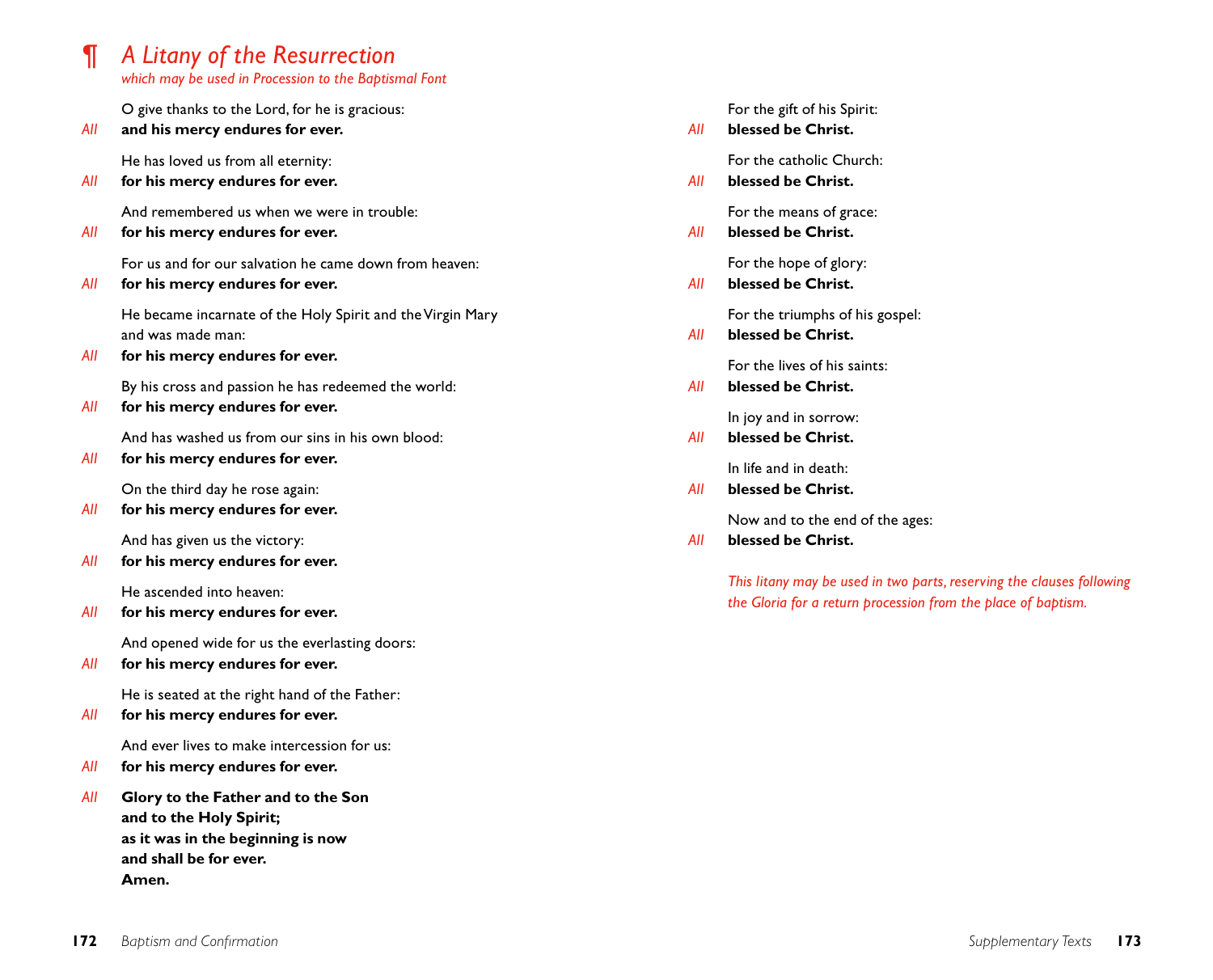# ¶ *A Litany of the Resurrection*

*which may be used in Procession to the Baptismal Font*

O give thanks to the Lord, for he is gracious:
*All* **and his mercy endures for ever.**

He has loved us from all eternity:
*All* **for his mercy endures for ever.**

And remembered us when we were in trouble:
*All* **for his mercy endures for ever.**

For us and for our salvation he came down from heaven:
*All* **for his mercy endures for ever.**

He became incarnate of the Holy Spirit and the Virgin Mary and was made man:
*All* **for his mercy endures for ever.**

By his cross and passion he has redeemed the world:
*All* **for his mercy endures for ever.**

And has washed us from our sins in his own blood:
*All* **for his mercy endures for ever.**

On the third day he rose again:
*All* **for his mercy endures for ever.**

And has given us the victory:
*All* **for his mercy endures for ever.**

He ascended into heaven:
*All* **for his mercy endures for ever.**

And opened wide for us the everlasting doors:
*All* **for his mercy endures for ever.**

He is seated at the right hand of the Father:
*All* **for his mercy endures for ever.**

And ever lives to make intercession for us:
*All* **for his mercy endures for ever.**

*All* **Glory to the Father and to the Son**
**and to the Holy Spirit;**
**as it was in the beginning is now**
**and shall be for ever.**
**Amen.**

For the gift of his Spirit:
*All* **blessed be Christ.**

For the catholic Church:
*All* **blessed be Christ.**

For the means of grace:
*All* **blessed be Christ.**

For the hope of glory:
*All* **blessed be Christ.**

For the triumphs of his gospel:
*All* **blessed be Christ.**

For the lives of his saints:
*All* **blessed be Christ.**

In joy and in sorrow:
*All* **blessed be Christ.**

In life and in death:
*All* **blessed be Christ.**

Now and to the end of the ages:
*All* **blessed be Christ.**

*This litany may be used in two parts, reserving the clauses following the Gloria for a return procession from the place of baptism.*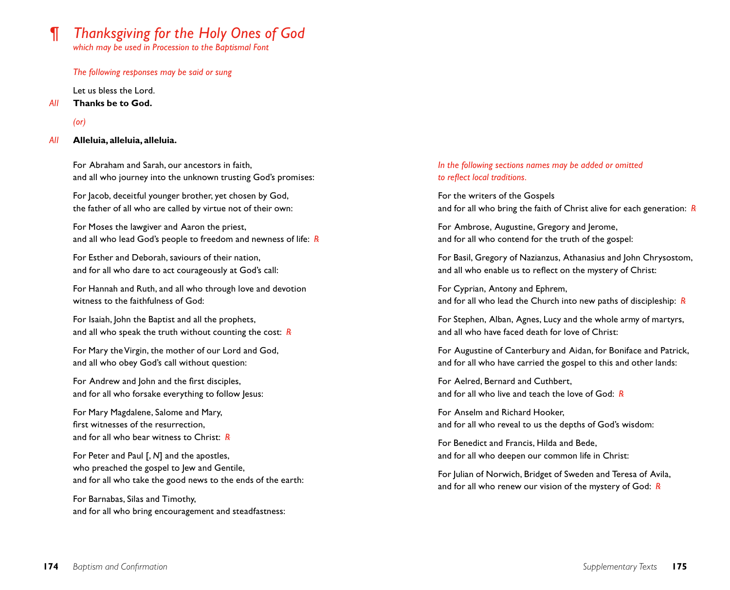# ¶ *Thanksgiving for the Holy Ones of God*

*which may be used in Procession to the Baptismal Font*

*The following responses may be said or sung*

Let us bless the Lord.

*All* **Thanks be to God.**

*(or)*

*All* **Alleluia, alleluia, alleluia.**

For Abraham and Sarah, our ancestors in faith,
and all who journey into the unknown trusting God's promises:

For Jacob, deceitful younger brother, yet chosen by God,
the father of all who are called by virtue not of their own:

For Moses the lawgiver and Aaron the priest,
and all who lead God's people to freedom and newness of life: *℟*

For Esther and Deborah, saviours of their nation,
and for all who dare to act courageously at God's call:

For Hannah and Ruth, and all who through love and devotion
witness to the faithfulness of God:

For Isaiah, John the Baptist and all the prophets,
and all who speak the truth without counting the cost: *℟*

For Mary the Virgin, the mother of our Lord and God,
and all who obey God's call without question:

For Andrew and John and the first disciples,
and for all who forsake everything to follow Jesus:

For Mary Magdalene, Salome and Mary,
first witnesses of the resurrection,
and for all who bear witness to Christ: *℟*

For Peter and Paul [, *N*] and the apostles,
who preached the gospel to Jew and Gentile,
and for all who take the good news to the ends of the earth:

For Barnabas, Silas and Timothy,
and for all who bring encouragement and steadfastness:

*In the following sections names may be added or omitted to reflect local traditions.*

For the writers of the Gospels
and for all who bring the faith of Christ alive for each generation: *℟*

For Ambrose, Augustine, Gregory and Jerome,
and for all who contend for the truth of the gospel:

For Basil, Gregory of Nazianzus, Athanasius and John Chrysostom,
and all who enable us to reflect on the mystery of Christ:

For Cyprian, Antony and Ephrem,
and for all who lead the Church into new paths of discipleship: *℟*

For Stephen, Alban, Agnes, Lucy and the whole army of martyrs,
and all who have faced death for love of Christ:

For Augustine of Canterbury and Aidan, for Boniface and Patrick,
and for all who have carried the gospel to this and other lands:

For Aelred, Bernard and Cuthbert,
and for all who live and teach the love of God: *℟*

For Anselm and Richard Hooker,
and for all who reveal to us the depths of God's wisdom:

For Benedict and Francis, Hilda and Bede,
and for all who deepen our common life in Christ:

For Julian of Norwich, Bridget of Sweden and Teresa of Avila,
and for all who renew our vision of the mystery of God: *℟*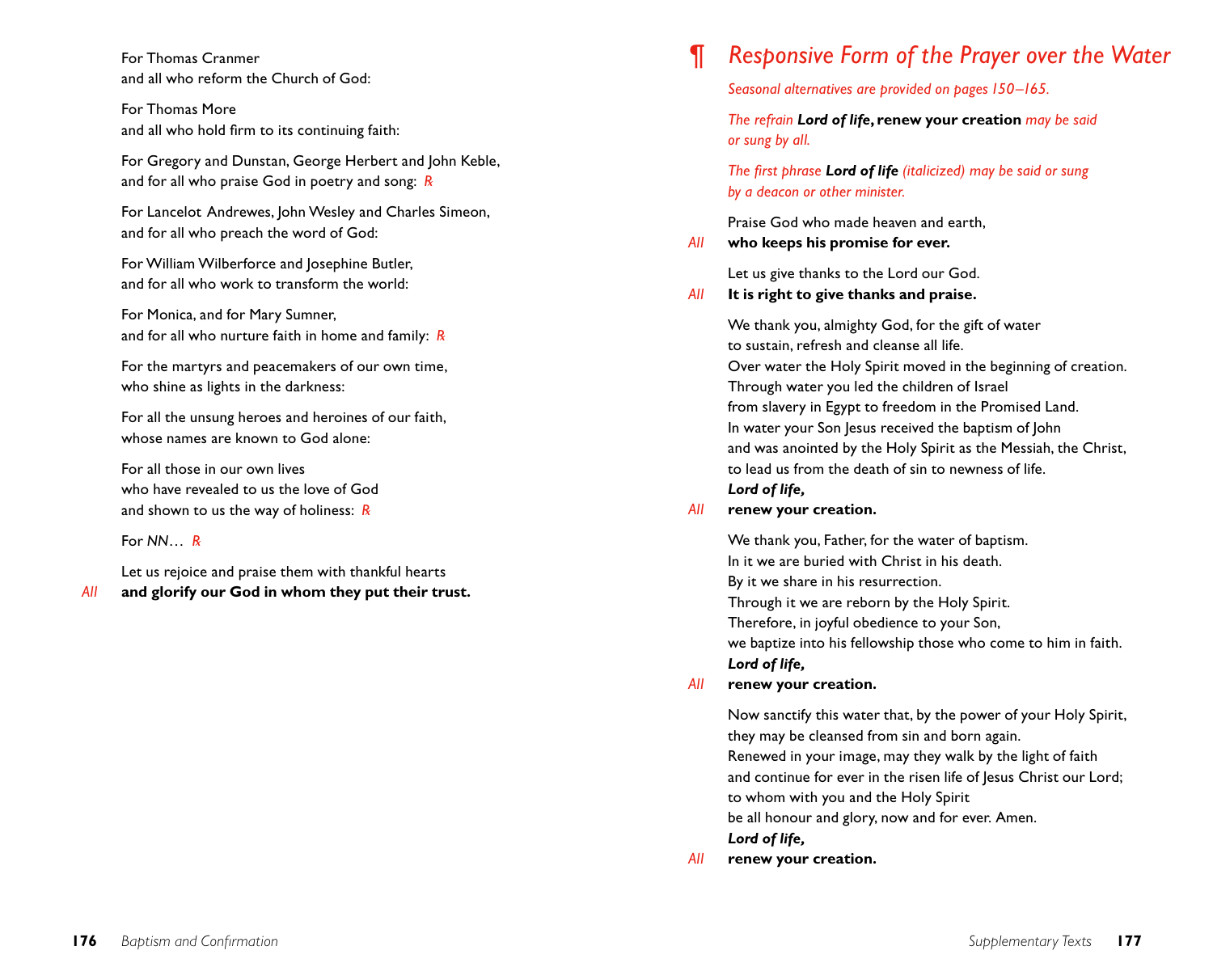For Thomas Cranmer
and all who reform the Church of God:

For Thomas More
and all who hold firm to its continuing faith:

For Gregory and Dunstan, George Herbert and John Keble,
and for all who praise God in poetry and song: *℟*

For Lancelot Andrewes, John Wesley and Charles Simeon,
and for all who preach the word of God:

For William Wilberforce and Josephine Butler,
and for all who work to transform the world:

For Monica, and for Mary Sumner,
and for all who nurture faith in home and family: *℟*

For the martyrs and peacemakers of our own time,
who shine as lights in the darkness:

For all the unsung heroes and heroines of our faith,
whose names are known to God alone:

For all those in our own lives
who have revealed to us the love of God
and shown to us the way of holiness: *℟*

For *NN*… *℟*

Let us rejoice and praise them with thankful hearts
*All* **and glorify our God in whom they put their trust.**

# ¶ *Responsive Form of the Prayer over the Water*

*Seasonal alternatives are provided on pages 150–165.*

*The refrain* ***Lord of life,*** **renew your creation** *may be said or sung by all.*

*The first phrase* ***Lord of life*** *(italicized) may be said or sung by a deacon or other minister.*

Praise God who made heaven and earth,
*All* **who keeps his promise for ever.**

Let us give thanks to the Lord our God.
*All* **It is right to give thanks and praise.**

We thank you, almighty God, for the gift of water
to sustain, refresh and cleanse all life.
Over water the Holy Spirit moved in the beginning of creation.
Through water you led the children of Israel
from slavery in Egypt to freedom in the Promised Land.
In water your Son Jesus received the baptism of John
and was anointed by the Holy Spirit as the Messiah, the Christ,
to lead us from the death of sin to newness of life.
***Lord of life,***
*All* **renew your creation.**

We thank you, Father, for the water of baptism.
In it we are buried with Christ in his death.
By it we share in his resurrection.
Through it we are reborn by the Holy Spirit.
Therefore, in joyful obedience to your Son,
we baptize into his fellowship those who come to him in faith.
***Lord of life,***
*All* **renew your creation.**

Now sanctify this water that, by the power of your Holy Spirit,
they may be cleansed from sin and born again.
Renewed in your image, may they walk by the light of faith
and continue for ever in the risen life of Jesus Christ our Lord;
to whom with you and the Holy Spirit
be all honour and glory, now and for ever. Amen.
***Lord of life,***
*All* **renew your creation.**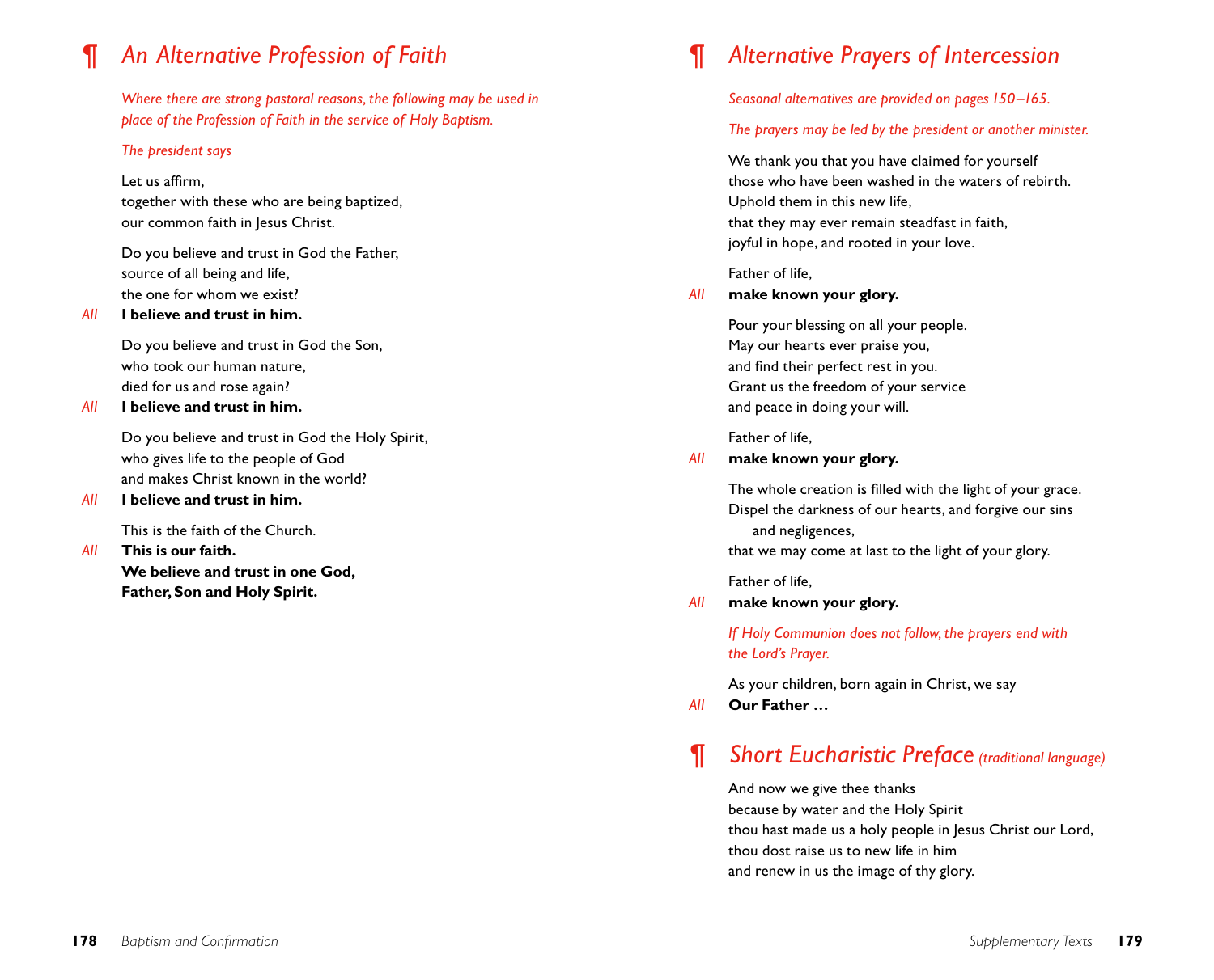## ¶ An Alternative Profession of Faith

*Where there are strong pastoral reasons, the following may be used in place of the Profession of Faith in the service of Holy Baptism.*

*The president says*

Let us affirm,
together with these who are being baptized,
our common faith in Jesus Christ.

Do you believe and trust in God the Father,
source of all being and life,
the one for whom we exist?

*All* **I believe and trust in him.**

Do you believe and trust in God the Son,
who took our human nature,
died for us and rose again?

*All* **I believe and trust in him.**

Do you believe and trust in God the Holy Spirit,
who gives life to the people of God
and makes Christ known in the world?

*All* **I believe and trust in him.**

This is the faith of the Church.

*All* **This is our faith.**
**We believe and trust in one God,**
**Father, Son and Holy Spirit.**

## ¶ Alternative Prayers of Intercession

*Seasonal alternatives are provided on pages 150–165.*

*The prayers may be led by the president or another minister.*

We thank you that you have claimed for yourself
those who have been washed in the waters of rebirth.
Uphold them in this new life,
that they may ever remain steadfast in faith,
joyful in hope, and rooted in your love.

Father of life,

*All* **make known your glory.**

Pour your blessing on all your people.
May our hearts ever praise you,
and find their perfect rest in you.
Grant us the freedom of your service
and peace in doing your will.

Father of life,

*All* **make known your glory.**

The whole creation is filled with the light of your grace.
Dispel the darkness of our hearts, and forgive our sins
and negligences,
that we may come at last to the light of your glory.

Father of life,

*All* **make known your glory.**

*If Holy Communion does not follow, the prayers end with the Lord's Prayer.*

As your children, born again in Christ, we say

*All* **Our Father …**

## ¶ Short Eucharistic Preface *(traditional language)*

And now we give thee thanks
because by water and the Holy Spirit
thou hast made us a holy people in Jesus Christ our Lord,
thou dost raise us to new life in him
and renew in us the image of thy glory.